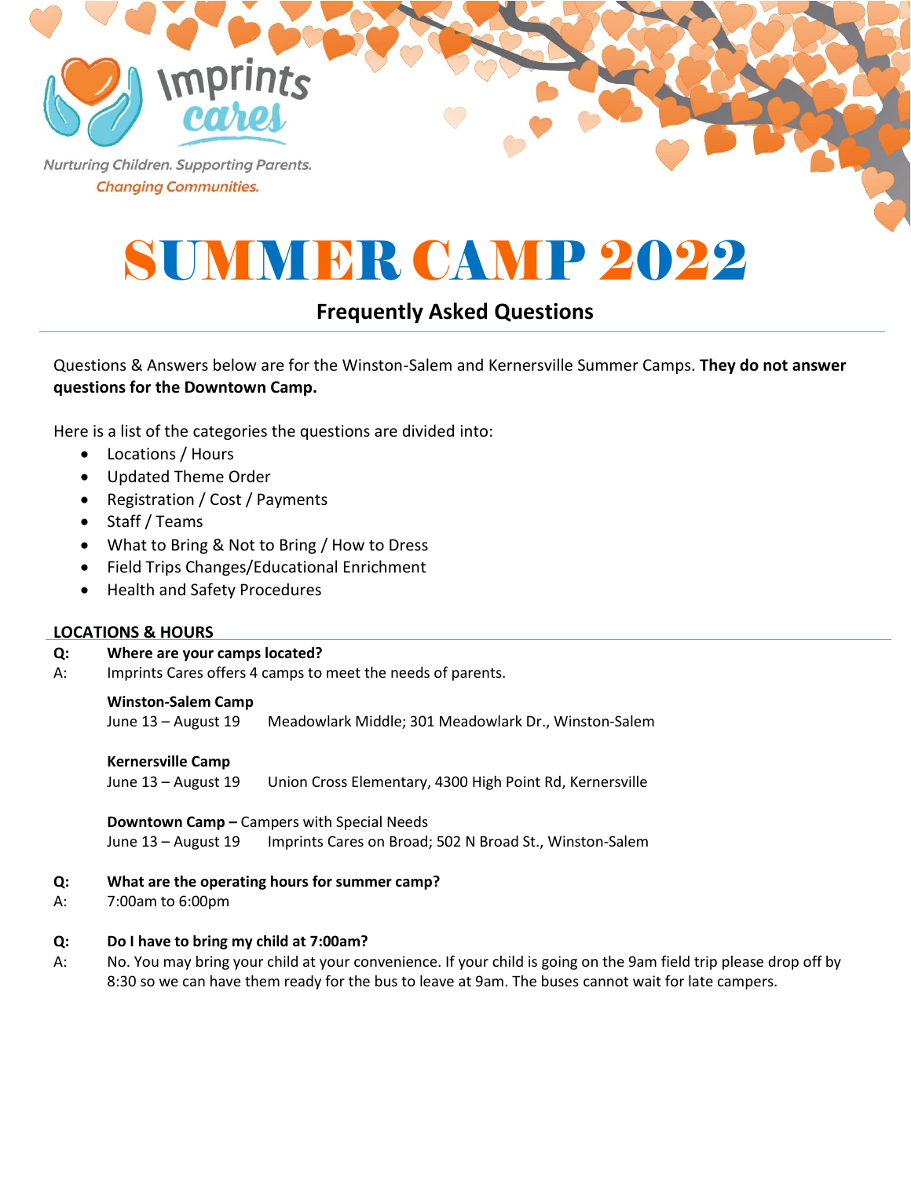Imprints cares

*Nurturing Children. Supporting Parents.*
*Changing Communities.*

# SUMMER CAMP 2022

## Frequently Asked Questions

Questions & Answers below are for the Winston-Salem and Kernersville Summer Camps. **They do not answer questions for the Downtown Camp.**

Here is a list of the categories the questions are divided into:

- Locations / Hours
- Updated Theme Order
- Registration / Cost / Payments
- Staff / Teams
- What to Bring & Not to Bring / How to Dress
- Field Trips Changes/Educational Enrichment
- Health and Safety Procedures

### LOCATIONS & HOURS

**Q: Where are your camps located?**

A: Imprints Cares offers 4 camps to meet the needs of parents.

**Winston-Salem Camp**
June 13 – August 19 Meadowlark Middle; 301 Meadowlark Dr., Winston-Salem

**Kernersville Camp**
June 13 – August 19 Union Cross Elementary, 4300 High Point Rd, Kernersville

**Downtown Camp –** Campers with Special Needs
June 13 – August 19 Imprints Cares on Broad; 502 N Broad St., Winston-Salem

**Q: What are the operating hours for summer camp?**

A: 7:00am to 6:00pm

**Q: Do I have to bring my child at 7:00am?**

A: No. You may bring your child at your convenience. If your child is going on the 9am field trip please drop off by 8:30 so we can have them ready for the bus to leave at 9am. The buses cannot wait for late campers.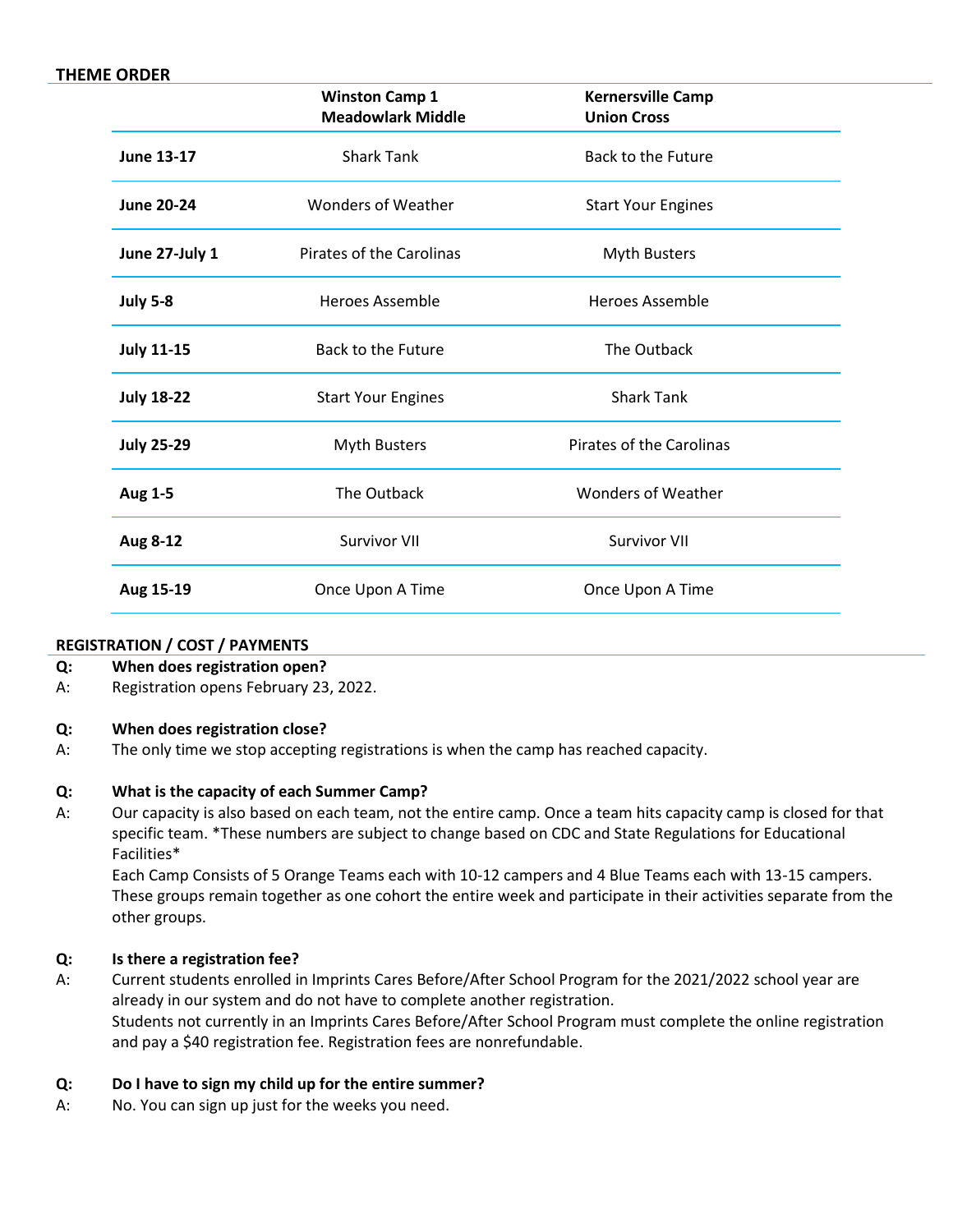## THEME ORDER

| | Winston Camp 1 Meadowlark Middle | Kernersville Camp Union Cross |
|---|---|---|
| **June 13-17** | Shark Tank | Back to the Future |
| **June 20-24** | Wonders of Weather | Start Your Engines |
| **June 27-July 1** | Pirates of the Carolinas | Myth Busters |
| **July 5-8** | Heroes Assemble | Heroes Assemble |
| **July 11-15** | Back to the Future | The Outback |
| **July 18-22** | Start Your Engines | Shark Tank |
| **July 25-29** | Myth Busters | Pirates of the Carolinas |
| **Aug 1-5** | The Outback | Wonders of Weather |
| **Aug 8-12** | Survivor VII | Survivor VII |
| **Aug 15-19** | Once Upon A Time | Once Upon A Time |

## REGISTRATION / COST / PAYMENTS

**Q: When does registration open?**

A: Registration opens February 23, 2022.

**Q: When does registration close?**

A: The only time we stop accepting registrations is when the camp has reached capacity.

**Q: What is the capacity of each Summer Camp?**

A: Our capacity is also based on each team, not the entire camp. Once a team hits capacity camp is closed for that specific team. *These numbers are subject to change based on CDC and State Regulations for Educational Facilities*

Each Camp Consists of 5 Orange Teams each with 10-12 campers and 4 Blue Teams each with 13-15 campers. These groups remain together as one cohort the entire week and participate in their activities separate from the other groups.

**Q: Is there a registration fee?**

A: Current students enrolled in Imprints Cares Before/After School Program for the 2021/2022 school year are already in our system and do not have to complete another registration.

Students not currently in an Imprints Cares Before/After School Program must complete the online registration and pay a $40 registration fee. Registration fees are nonrefundable.

**Q: Do I have to sign my child up for the entire summer?**

A: No. You can sign up just for the weeks you need.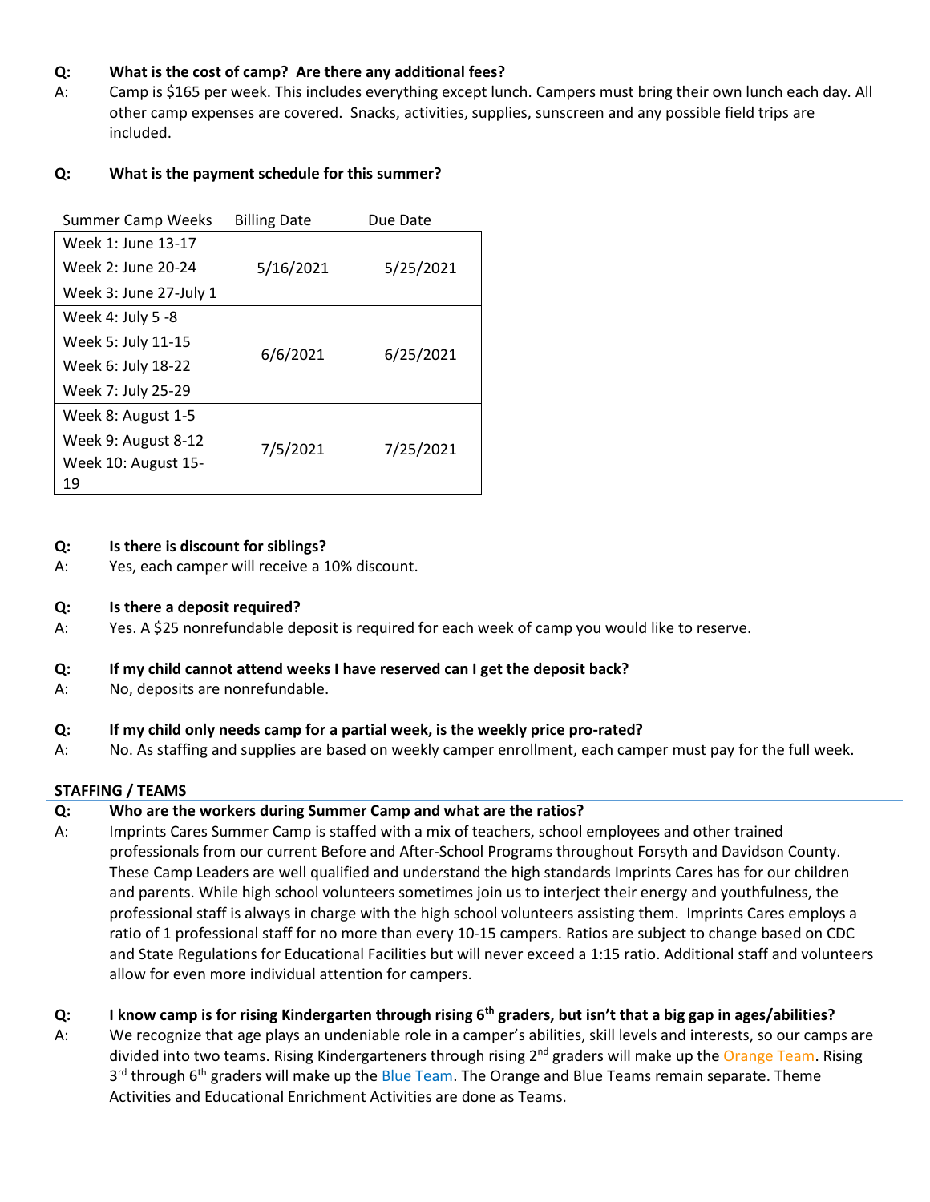**Q: What is the cost of camp? Are there any additional fees?**

A: Camp is $165 per week. This includes everything except lunch. Campers must bring their own lunch each day. All other camp expenses are covered. Snacks, activities, supplies, sunscreen and any possible field trips are included.

**Q: What is the payment schedule for this summer?**

| Summer Camp Weeks | Billing Date | Due Date |
|---|---|---|
| Week 1: June 13-17<br>Week 2: June 20-24<br>Week 3: June 27-July 1 | 5/16/2021 | 5/25/2021 |
| Week 4: July 5 -8<br>Week 5: July 11-15<br>Week 6: July 18-22<br>Week 7: July 25-29 | 6/6/2021 | 6/25/2021 |
| Week 8: August 1-5<br>Week 9: August 8-12<br>Week 10: August 15-19 | 7/5/2021 | 7/25/2021 |

**Q: Is there is discount for siblings?**

A: Yes, each camper will receive a 10% discount.

**Q: Is there a deposit required?**

A: Yes. A $25 nonrefundable deposit is required for each week of camp you would like to reserve.

**Q: If my child cannot attend weeks I have reserved can I get the deposit back?**

A: No, deposits are nonrefundable.

**Q: If my child only needs camp for a partial week, is the weekly price pro-rated?**

A: No. As staffing and supplies are based on weekly camper enrollment, each camper must pay for the full week.

## STAFFING / TEAMS

**Q: Who are the workers during Summer Camp and what are the ratios?**

A: Imprints Cares Summer Camp is staffed with a mix of teachers, school employees and other trained professionals from our current Before and After-School Programs throughout Forsyth and Davidson County. These Camp Leaders are well qualified and understand the high standards Imprints Cares has for our children and parents. While high school volunteers sometimes join us to interject their energy and youthfulness, the professional staff is always in charge with the high school volunteers assisting them. Imprints Cares employs a ratio of 1 professional staff for no more than every 10-15 campers. Ratios are subject to change based on CDC and State Regulations for Educational Facilities but will never exceed a 1:15 ratio. Additional staff and volunteers allow for even more individual attention for campers.

**Q: I know camp is for rising Kindergarten through rising 6th graders, but isn't that a big gap in ages/abilities?**

A: We recognize that age plays an undeniable role in a camper's abilities, skill levels and interests, so our camps are divided into two teams. Rising Kindergarteners through rising 2nd graders will make up the Orange Team. Rising 3rd through 6th graders will make up the Blue Team. The Orange and Blue Teams remain separate. Theme Activities and Educational Enrichment Activities are done as Teams.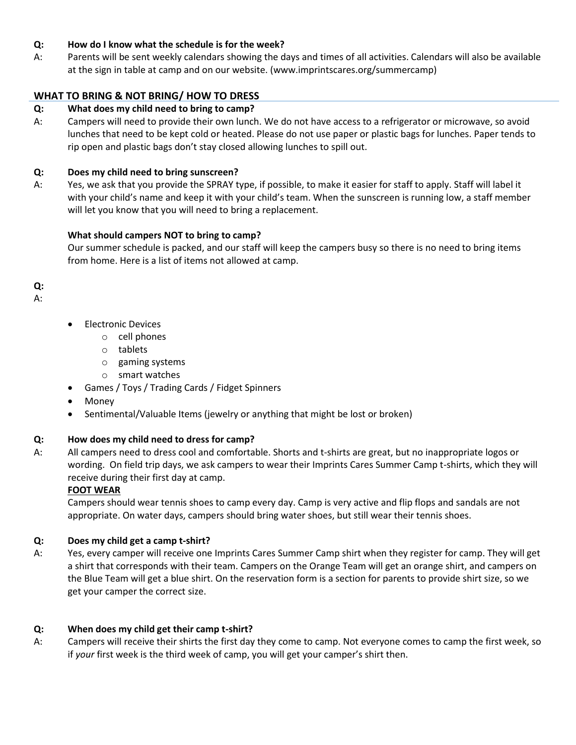**Q: How do I know what the schedule is for the week?**

A: Parents will be sent weekly calendars showing the days and times of all activities. Calendars will also be available at the sign in table at camp and on our website. (www.imprintscares.org/summercamp)

## WHAT TO BRING & NOT BRING/ HOW TO DRESS

**Q: What does my child need to bring to camp?**

A: Campers will need to provide their own lunch. We do not have access to a refrigerator or microwave, so avoid lunches that need to be kept cold or heated. Please do not use paper or plastic bags for lunches. Paper tends to rip open and plastic bags don't stay closed allowing lunches to spill out.

**Q: Does my child need to bring sunscreen?**

A: Yes, we ask that you provide the SPRAY type, if possible, to make it easier for staff to apply. Staff will label it with your child's name and keep it with your child's team. When the sunscreen is running low, a staff member will let you know that you will need to bring a replacement.

**Q: What should campers NOT to bring to camp?**

A: Our summer schedule is packed, and our staff will keep the campers busy so there is no need to bring items from home. Here is a list of items not allowed at camp.

- Electronic Devices
  - cell phones
  - tablets
  - gaming systems
  - smart watches
- Games / Toys / Trading Cards / Fidget Spinners
- Money
- Sentimental/Valuable Items (jewelry or anything that might be lost or broken)

**Q: How does my child need to dress for camp?**

A: All campers need to dress cool and comfortable. Shorts and t-shirts are great, but no inappropriate logos or wording. On field trip days, we ask campers to wear their Imprints Cares Summer Camp t-shirts, which they will receive during their first day at camp.

**FOOT WEAR**

Campers should wear tennis shoes to camp every day. Camp is very active and flip flops and sandals are not appropriate. On water days, campers should bring water shoes, but still wear their tennis shoes.

**Q: Does my child get a camp t-shirt?**

A: Yes, every camper will receive one Imprints Cares Summer Camp shirt when they register for camp. They will get a shirt that corresponds with their team. Campers on the Orange Team will get an orange shirt, and campers on the Blue Team will get a blue shirt. On the reservation form is a section for parents to provide shirt size, so we get your camper the correct size.

**Q: When does my child get their camp t-shirt?**

A: Campers will receive their shirts the first day they come to camp. Not everyone comes to camp the first week, so if *your* first week is the third week of camp, you will get your camper's shirt then.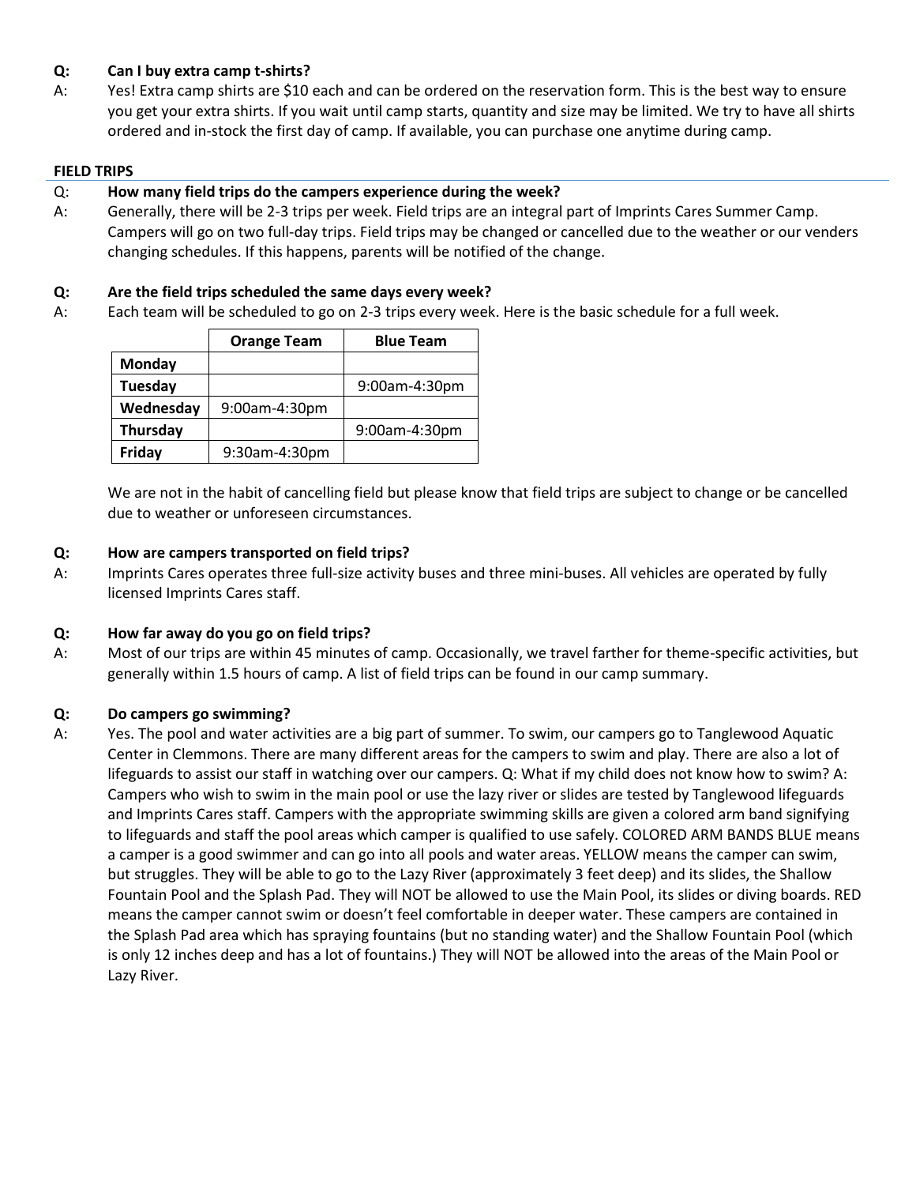**Q: Can I buy extra camp t-shirts?**

A: Yes! Extra camp shirts are $10 each and can be ordered on the reservation form. This is the best way to ensure you get your extra shirts. If you wait until camp starts, quantity and size may be limited. We try to have all shirts ordered and in-stock the first day of camp. If available, you can purchase one anytime during camp.

## FIELD TRIPS

Q: **How many field trips do the campers experience during the week?**

A: Generally, there will be 2-3 trips per week. Field trips are an integral part of Imprints Cares Summer Camp. Campers will go on two full-day trips. Field trips may be changed or cancelled due to the weather or our venders changing schedules. If this happens, parents will be notified of the change.

**Q: Are the field trips scheduled the same days every week?**

A: Each team will be scheduled to go on 2-3 trips every week. Here is the basic schedule for a full week.

| | Orange Team | Blue Team |
|---|---|---|
| **Monday** | | |
| **Tuesday** | | 9:00am-4:30pm |
| **Wednesday** | 9:00am-4:30pm | |
| **Thursday** | | 9:00am-4:30pm |
| **Friday** | 9:30am-4:30pm | |

We are not in the habit of cancelling field but please know that field trips are subject to change or be cancelled due to weather or unforeseen circumstances.

**Q: How are campers transported on field trips?**

A: Imprints Cares operates three full-size activity buses and three mini-buses. All vehicles are operated by fully licensed Imprints Cares staff.

**Q: How far away do you go on field trips?**

A: Most of our trips are within 45 minutes of camp. Occasionally, we travel farther for theme-specific activities, but generally within 1.5 hours of camp. A list of field trips can be found in our camp summary.

**Q: Do campers go swimming?**

A: Yes. The pool and water activities are a big part of summer. To swim, our campers go to Tanglewood Aquatic Center in Clemmons. There are many different areas for the campers to swim and play. There are also a lot of lifeguards to assist our staff in watching over our campers. Q: What if my child does not know how to swim? A: Campers who wish to swim in the main pool or use the lazy river or slides are tested by Tanglewood lifeguards and Imprints Cares staff. Campers with the appropriate swimming skills are given a colored arm band signifying to lifeguards and staff the pool areas which camper is qualified to use safely. COLORED ARM BANDS BLUE means a camper is a good swimmer and can go into all pools and water areas. YELLOW means the camper can swim, but struggles. They will be able to go to the Lazy River (approximately 3 feet deep) and its slides, the Shallow Fountain Pool and the Splash Pad. They will NOT be allowed to use the Main Pool, its slides or diving boards. RED means the camper cannot swim or doesn't feel comfortable in deeper water. These campers are contained in the Splash Pad area which has spraying fountains (but no standing water) and the Shallow Fountain Pool (which is only 12 inches deep and has a lot of fountains.) They will NOT be allowed into the areas of the Main Pool or Lazy River.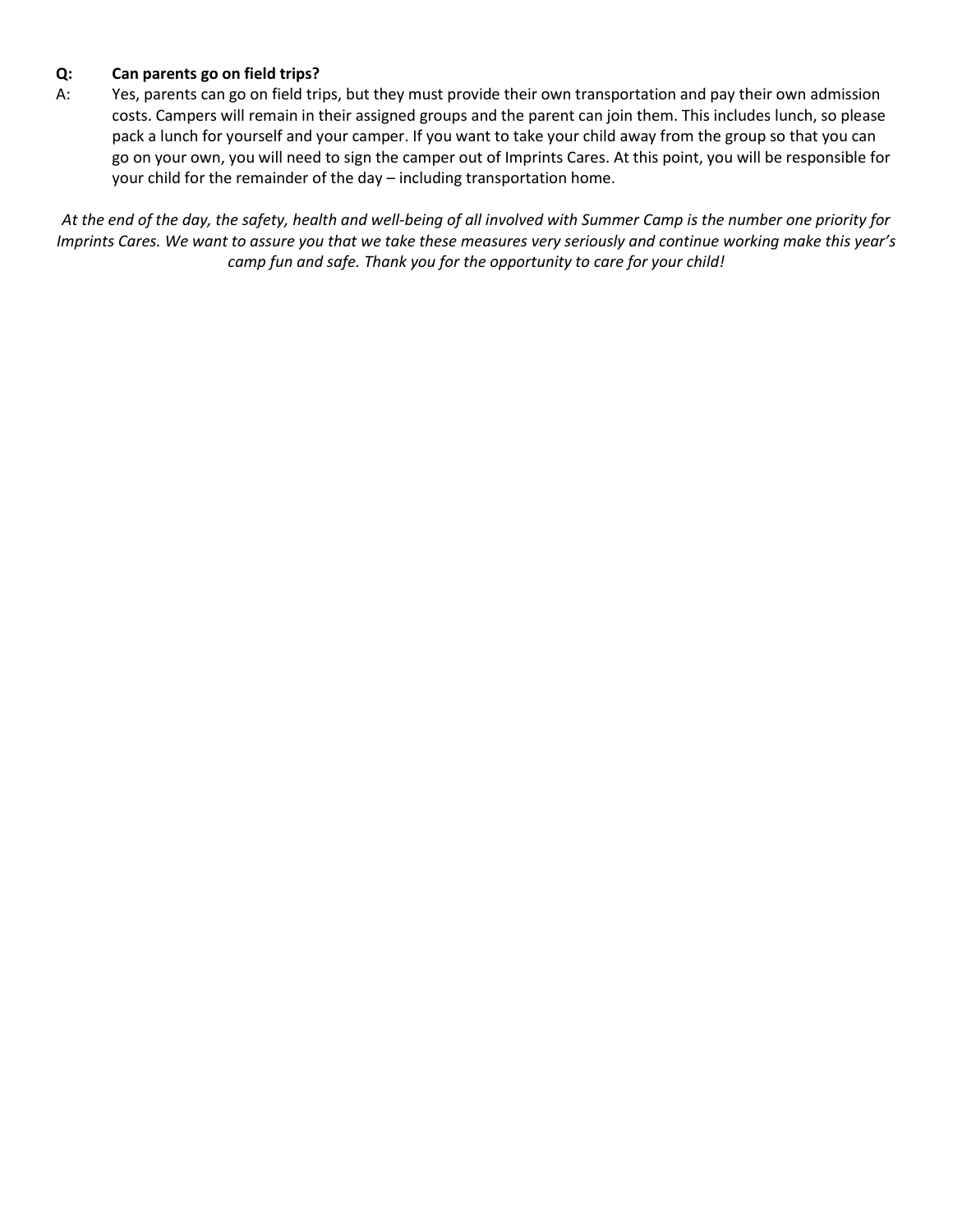**Q: Can parents go on field trips?**

A: Yes, parents can go on field trips, but they must provide their own transportation and pay their own admission costs. Campers will remain in their assigned groups and the parent can join them. This includes lunch, so please pack a lunch for yourself and your camper. If you want to take your child away from the group so that you can go on your own, you will need to sign the camper out of Imprints Cares. At this point, you will be responsible for your child for the remainder of the day – including transportation home.

*At the end of the day, the safety, health and well-being of all involved with Summer Camp is the number one priority for Imprints Cares. We want to assure you that we take these measures very seriously and continue working make this year's camp fun and safe. Thank you for the opportunity to care for your child!*